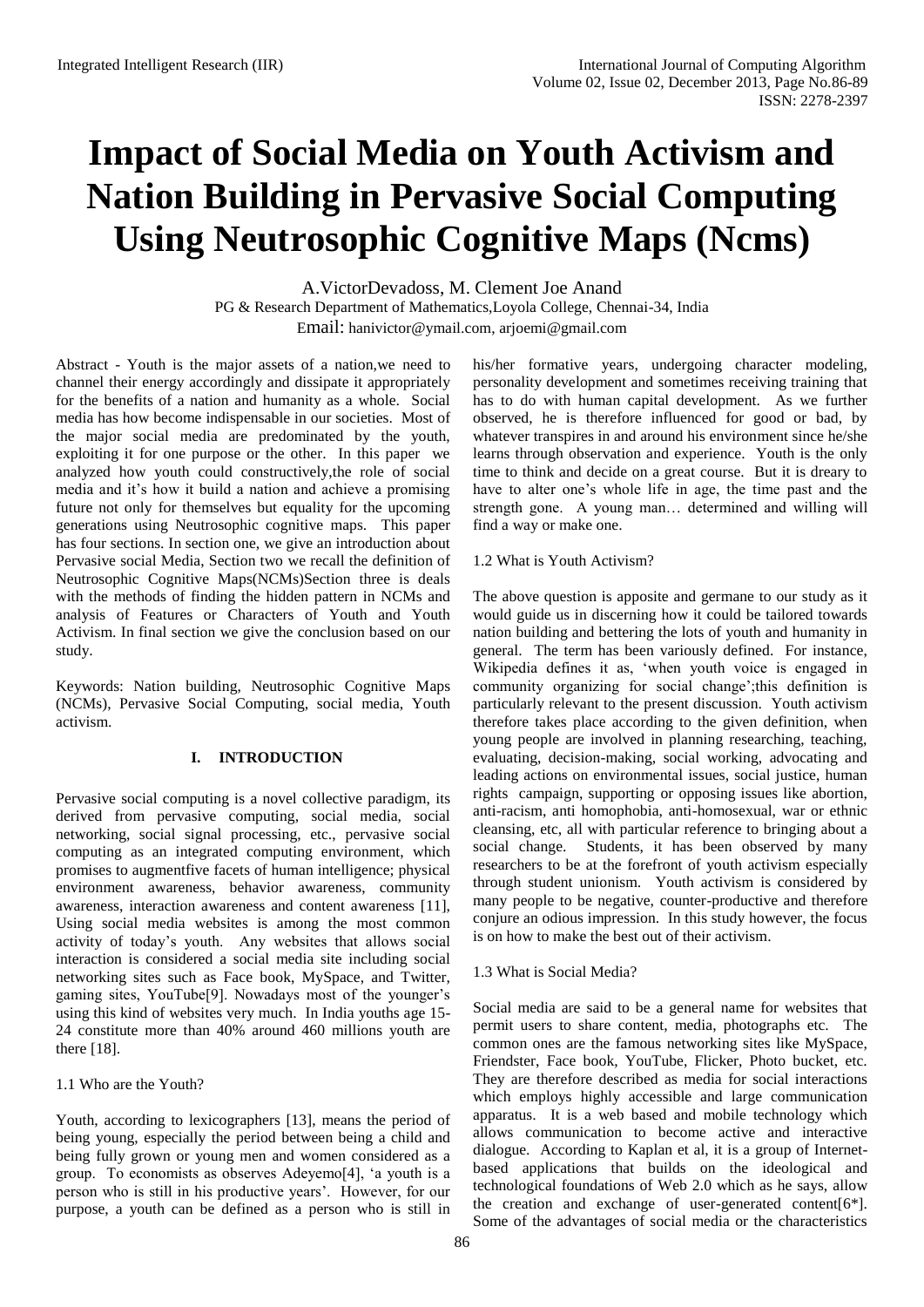# Impact of Social Media on Youth Activism and Nation Building in Pervasive Social Computing Using Neutrosophic Cognitive Maps (Ncms)

A.VictorDevadoss, M. Clement Joe Anand

PG & Research Department of Mathematics,Loyola College, Chennai-34, India

Email: hanivictor@ymail.com, arjoemi@gmail.com

Abstract - Youth is the major assets of a nation,we need to channel their energy accordingly and dissipate it appropriately for the benefits of a nation and humanity as a whole. Social media has how become indispensable in our societies. Most of the major social media are predominated by the youth, exploiting it for one purpose or the other. In this paper we analyzed how youth could constructively,the role of social media and it's how it build a nation and achieve a promising future not only for themselves but equality for the upcoming generations using Neutrosophic cognitive maps. This paper has four sections. In section one, we give an introduction about Pervasive social Media, Section two we recall the definition of Neutrosophic Cognitive Maps(NCMs)Section three is deals with the methods of finding the hidden pattern in NCMs and analysis of Features or Characters of Youth and Youth Activism. In final section we give the conclusion based on our study.

Keywords: Nation building, Neutrosophic Cognitive Maps (NCMs), Pervasive Social Computing, social media, Youth activism.

## I. INTRODUCTION

Pervasive social computing is a novel collective paradigm, its derived from pervasive computing, social media, social networking, social signal processing, etc., pervasive social computing as an integrated computing environment, which promises to augmentfive facets of human intelligence; physical environment awareness, behavior awareness, community awareness, interaction awareness and content awareness [11], Using social media websites is among the most common activity of today's youth. Any websites that allows social interaction is considered a social media site including social networking sites such as Face book, MySpace, and Twitter, gaming sites, YouTube[9]. Nowadays most of the younger's using this kind of websites very much. In India youths age 15-24 constitute more than 40% around 460 millions youth are there [18].

### 1.1 Who are the Youth?

Youth, according to lexicographers [13], means the period of being young, especially the period between being a child and being fully grown or young men and women considered as a group. To economists as observes Adeyemo[4], 'a youth is a person who is still in his productive years'. However, for our purpose, a youth can be defined as a person who is still in his/her formative years, undergoing character modeling, personality development and sometimes receiving training that has to do with human capital development. As we further observed, he is therefore influenced for good or bad, by whatever transpires in and around his environment since he/she learns through observation and experience. Youth is the only time to think and decide on a great course. But it is dreary to have to alter one's whole life in age, the time past and the strength gone. A young man… determined and willing will find a way or make one.

### 1.2 What is Youth Activism?

The above question is apposite and germane to our study as it would guide us in discerning how it could be tailored towards nation building and bettering the lots of youth and humanity in general. The term has been variously defined. For instance, Wikipedia defines it as, 'when youth voice is engaged in community organizing for social change';this definition is particularly relevant to the present discussion. Youth activism therefore takes place according to the given definition, when young people are involved in planning researching, teaching, evaluating, decision-making, social working, advocating and leading actions on environmental issues, social justice, human rights campaign, supporting or opposing issues like abortion, anti-racism, anti homophobia, anti-homosexual, war or ethnic cleansing, etc, all with particular reference to bringing about a social change. Students, it has been observed by many researchers to be at the forefront of youth activism especially through student unionism. Youth activism is considered by many people to be negative, counter-productive and therefore conjure an odious impression. In this study however, the focus is on how to make the best out of their activism.

### 1.3 What is Social Media?

Social media are said to be a general name for websites that permit users to share content, media, photographs etc. The common ones are the famous networking sites like MySpace, Friendster, Face book, YouTube, Flicker, Photo bucket, etc. They are therefore described as media for social interactions which employs highly accessible and large communication apparatus. It is a web based and mobile technology which allows communication to become active and interactive dialogue. According to Kaplan et al, it is a group of Internet-based applications that builds on the ideological and technological foundations of Web 2.0 which as he says, allow the creation and exchange of user-generated content[6*]. Some of the advantages of social media or the characteristics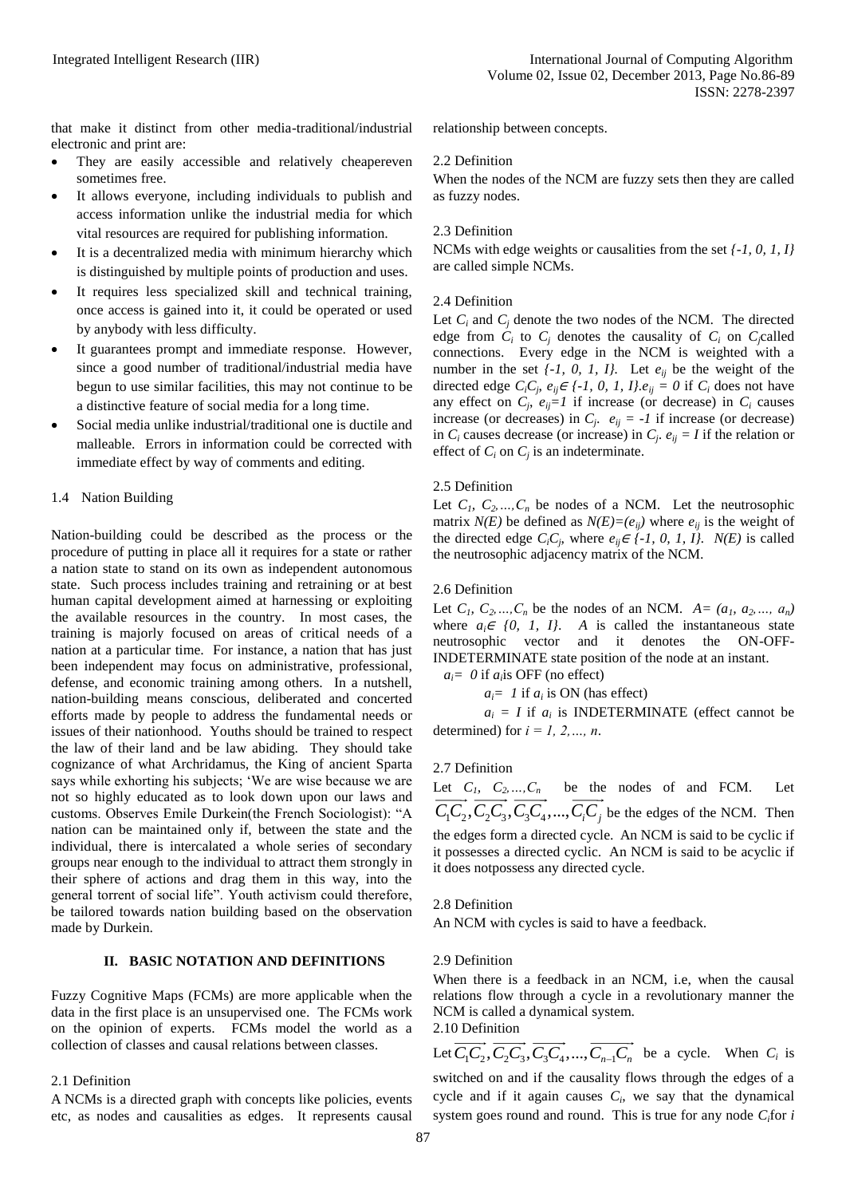that make it distinct from other media-traditional/industrial electronic and print are:

- They are easily accessible and relatively cheapereven sometimes free.
- It allows everyone, including individuals to publish and access information unlike the industrial media for which vital resources are required for publishing information.
- It is a decentralized media with minimum hierarchy which is distinguished by multiple points of production and uses.
- It requires less specialized skill and technical training, once access is gained into it, it could be operated or used by anybody with less difficulty.
- It guarantees prompt and immediate response. However, since a good number of traditional/industrial media have begun to use similar facilities, this may not continue to be a distinctive feature of social media for a long time.
- Social media unlike industrial/traditional one is ductile and malleable. Errors in information could be corrected with immediate effect by way of comments and editing.

### 1.4 Nation Building

Nation-building could be described as the process or the procedure of putting in place all it requires for a state or rather a nation state to stand on its own as independent autonomous state. Such process includes training and retraining or at best human capital development aimed at harnessing or exploiting the available resources in the country. In most cases, the training is majorly focused on areas of critical needs of a nation at a particular time. For instance, a nation that has just been independent may focus on administrative, professional, defense, and economic training among others. In a nutshell, nation-building means conscious, deliberated and concerted efforts made by people to address the fundamental needs or issues of their nationhood. Youths should be trained to respect the law of their land and be law abiding. They should take cognizance of what Archridamus, the King of ancient Sparta says while exhorting his subjects; 'We are wise because we are not so highly educated as to look down upon our laws and customs. Observes Emile Durkein(the French Sociologist): "A nation can be maintained only if, between the state and the individual, there is intercalated a whole series of secondary groups near enough to the individual to attract them strongly in their sphere of actions and drag them in this way, into the general torrent of social life". Youth activism could therefore, be tailored towards nation building based on the observation made by Durkein.

## II. BASIC NOTATION AND DEFINITIONS

Fuzzy Cognitive Maps (FCMs) are more applicable when the data in the first place is an unsupervised one. The FCMs work on the opinion of experts. FCMs model the world as a collection of classes and causal relations between classes.

### 2.1 Definition

A NCMs is a directed graph with concepts like policies, events etc, as nodes and causalities as edges. It represents causal relationship between concepts.

### 2.2 Definition

When the nodes of the NCM are fuzzy sets then they are called as fuzzy nodes.

### 2.3 Definition

NCMs with edge weights or causalities from the set $\{-1, 0, 1, I\}$ are called simple NCMs.

### 2.4 Definition

Let $C_i$ and $C_j$ denote the two nodes of the NCM. The directed edge from $C_i$ to $C_j$ denotes the causality of $C_i$ on $C_j$called connections. Every edge in the NCM is weighted with a number in the set $\{-1, 0, 1, I\}$. Let $e_{ij}$ be the weight of the directed edge $C_iC_j$, $e_{ij} \in \{-1, 0, 1, I\}$.$e_{ij} = 0$ if $C_i$ does not have any effect on $C_j$, $e_{ij}=1$ if increase (or decrease) in $C_i$ causes increase (or decreases) in $C_j$. $e_{ij} = -1$ if increase (or decrease) in $C_i$ causes decrease (or increase) in $C_j$. $e_{ij} = I$ if the relation or effect of $C_i$ on $C_j$ is an indeterminate.

### 2.5 Definition

Let $C_1, C_2, \ldots, C_n$ be nodes of a NCM. Let the neutrosophic matrix $N(E)$ be defined as $N(E)=(e_{ij})$ where $e_{ij}$ is the weight of the directed edge $C_iC_j$, where $e_{ij} \in \{-1, 0, 1, I\}$. $N(E)$ is called the neutrosophic adjacency matrix of the NCM.

### 2.6 Definition

Let $C_1, C_2, \ldots, C_n$ be the nodes of an NCM. $A= (a_1, a_2, \ldots, a_n)$ where $a_i \in \{0, 1, I\}$. $A$ is called the instantaneous state neutrosophic vector and it denotes the ON-OFF-INDETERMINATE state position of the node at an instant.

$a_i = 0$ if $a_i$is OFF (no effect)

$a_i = 1$ if $a_i$ is ON (has effect)

$a_i = I$ if $a_i$ is INDETERMINATE (effect cannot be determined) for $i = 1, 2, \ldots, n$.

### 2.7 Definition

Let $C_1, C_2, \ldots, C_n$ be the nodes of and FCM. Let $\overrightarrow{C_1C_2}, \overrightarrow{C_2C_3}, \overrightarrow{C_3C_4}, \ldots, \overrightarrow{C_iC_j}$ be the edges of the NCM. Then the edges form a directed cycle. An NCM is said to be cyclic if it possesses a directed cyclic. An NCM is said to be acyclic if it does notpossess any directed cycle.

### 2.8 Definition

An NCM with cycles is said to have a feedback.

### 2.9 Definition

When there is a feedback in an NCM, i.e, when the causal relations flow through a cycle in a revolutionary manner the NCM is called a dynamical system.

### 2.10 Definition

Let $\overrightarrow{C_1C_2}, \overrightarrow{C_2C_3}, \overrightarrow{C_3C_4}, \ldots, \overrightarrow{C_{n-1}C_n}$ be a cycle. When $C_i$ is switched on and if the causality flows through the edges of a cycle and if it again causes $C_i$, we say that the dynamical system goes round and round. This is true for any node $C_i$for $i$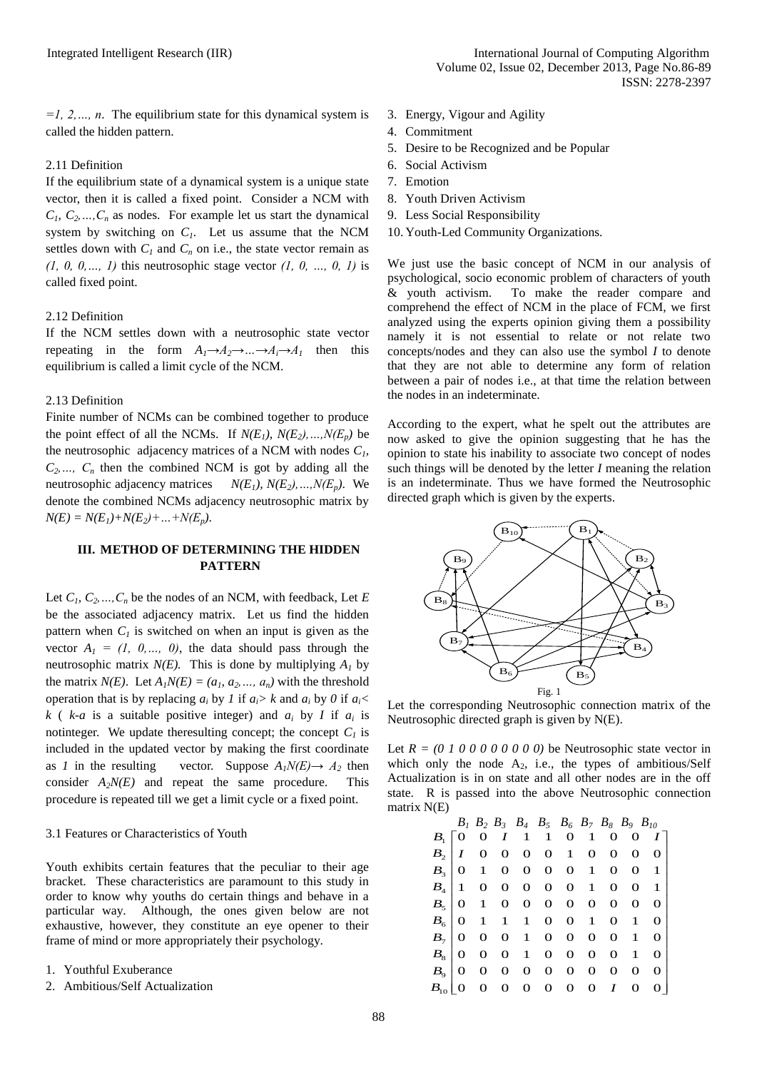*=1, 2,..., n*. The equilibrium state for this dynamical system is called the hidden pattern.

2.11 Definition

If the equilibrium state of a dynamical system is a unique state vector, then it is called a fixed point. Consider a NCM with $C_1, C_2,...,C_n$ as nodes. For example let us start the dynamical system by switching on $C_1$. Let us assume that the NCM settles down with $C_1$ and $C_n$ on i.e., the state vector remain as $(1, 0, 0,..., 1)$ this neutrosophic stage vector $(1, 0, ..., 0, 1)$ is called fixed point.

2.12 Definition

If the NCM settles down with a neutrosophic state vector repeating in the form $A_1 \rightarrow A_2 \rightarrow ... \rightarrow A_i \rightarrow A_1$ then this equilibrium is called a limit cycle of the NCM.

2.13 Definition

Finite number of NCMs can be combined together to produce the point effect of all the NCMs. If $N(E_1), N(E_2),...,N(E_p)$ be the neutrosophic adjacency matrices of a NCM with nodes $C_1, C_2,..., C_n$ then the combined NCM is got by adding all the neutrosophic adjacency matrices $N(E_1), N(E_2),...,N(E_p)$. We denote the combined NCMs adjacency neutrosophic matrix by $N(E) = N(E_1)+N(E_2)+...+N(E_p)$.

## III. METHOD OF DETERMINING THE HIDDEN PATTERN

Let $C_1, C_2,...,C_n$ be the nodes of an NCM, with feedback, Let $E$ be the associated adjacency matrix. Let us find the hidden pattern when $C_1$ is switched on when an input is given as the vector $A_1 = (1, 0,..., 0)$, the data should pass through the neutrosophic matrix $N(E)$. This is done by multiplying $A_1$ by the matrix $N(E)$. Let $A_1N(E) = (a_1, a_2,..., a_n)$ with the threshold operation that is by replacing $a_i$ by $1$ if $a_i > k$ and $a_i$ by $0$ if $a_i < k$ ( $k$-$a$ is a suitable positive integer) and $a_i$ by $I$ if $a_i$ is notinteger. We update theresulting concept; the concept $C_1$ is included in the updated vector by making the first coordinate as $1$ in the resulting vector. Suppose $A_1N(E) \rightarrow A_2$ then consider $A_2N(E)$ and repeat the same procedure. This procedure is repeated till we get a limit cycle or a fixed point.

3.1 Features or Characteristics of Youth

Youth exhibits certain features that the peculiar to their age bracket. These characteristics are paramount to this study in order to know why youths do certain things and behave in a particular way. Although, the ones given below are not exhaustive, however, they constitute an eye opener to their frame of mind or more appropriately their psychology.

1. Youthful Exuberance
2. Ambitious/Self Actualization
3. Energy, Vigour and Agility
4. Commitment
5. Desire to be Recognized and be Popular
6. Social Activism
7. Emotion
8. Youth Driven Activism
9. Less Social Responsibility
10. Youth-Led Community Organizations.

We just use the basic concept of NCM in our analysis of psychological, socio economic problem of characters of youth & youth activism. To make the reader compare and comprehend the effect of NCM in the place of FCM, we first analyzed using the experts opinion giving them a possibility namely it is not essential to relate or not relate two concepts/nodes and they can also use the symbol $I$ to denote that they are not able to determine any form of relation between a pair of nodes i.e., at that time the relation between the nodes in an indeterminate.

According to the expert, what he spelt out the attributes are now asked to give the opinion suggesting that he has the opinion to state his inability to associate two concept of nodes such things will be denoted by the letter $I$ meaning the relation is an indeterminate. Thus we have formed the Neutrosophic directed graph which is given by the experts.

Fig. 1

Let the corresponding Neutrosophic connection matrix of the Neutrosophic directed graph is given by N(E).

Let $R = (0\ 1\ 0\ 0\ 0\ 0\ 0\ 0\ 0\ 0)$ be Neutrosophic state vector in which only the node $A_2$, i.e., the types of ambitious/Self Actualization is in on state and all other nodes are in the off state. R is passed into the above Neutrosophic connection matrix N(E)

$$
\begin{array}{c c}
 & \begin{array}{cccccccccc} B_1 & B_2 & B_3 & B_4 & B_5 & B_6 & B_7 & B_8 & B_9 & B_{10} \end{array} \\
\begin{array}{c} B_1 \\ B_2 \\ B_3 \\ B_4 \\ B_5 \\ B_6 \\ B_7 \\ B_8 \\ B_9 \\ B_{10} \end{array} &
\begin{bmatrix}
0 & 0 & I & 1 & 1 & 0 & 1 & 0 & 0 & I \\
I & 0 & 0 & 0 & 0 & 1 & 0 & 0 & 0 & 0 \\
0 & 1 & 0 & 0 & 0 & 0 & 1 & 0 & 0 & 1 \\
1 & 0 & 0 & 0 & 0 & 0 & 1 & 0 & 0 & 1 \\
0 & 1 & 0 & 0 & 0 & 0 & 0 & 0 & 0 & 0 \\
0 & 1 & 1 & 1 & 0 & 0 & 1 & 0 & 1 & 0 \\
0 & 0 & 0 & 1 & 0 & 0 & 0 & 0 & 1 & 0 \\
0 & 0 & 0 & 1 & 0 & 0 & 0 & 0 & 1 & 0 \\
0 & 0 & 0 & 0 & 0 & 0 & 0 & 0 & 0 & 0 \\
0 & 0 & 0 & 0 & 0 & 0 & 0 & I & 0 & 0
\end{bmatrix}
\end{array}
$$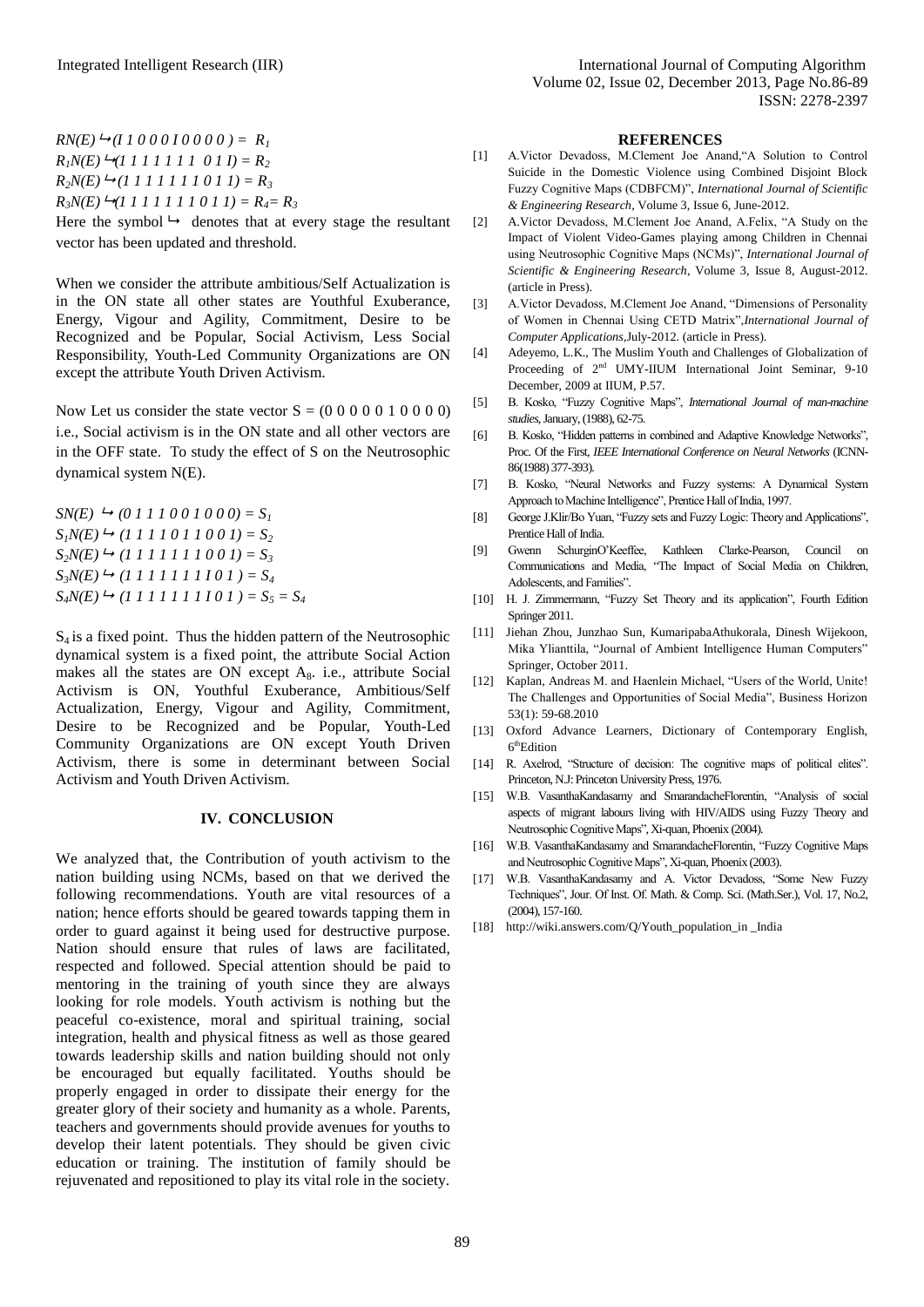$RN(E) \hookrightarrow (I\ 1\ 0\ 0\ 0\ I\ 0\ 0\ 0\ 0) = R_1$

$R_1N(E) \hookrightarrow (1\ 1\ 1\ 1\ 1\ 1\ 1\ 0\ 1\ I) = R_2$

$R_2N(E) \hookrightarrow (1\ 1\ 1\ 1\ 1\ 1\ 1\ 0\ 1\ 1) = R_3$

$R_3N(E) \hookrightarrow (1\ 1\ 1\ 1\ 1\ 1\ 1\ 0\ 1\ 1) = R_4 = R_3$

Here the symbol $\hookrightarrow$ denotes that at every stage the resultant vector has been updated and threshold.

When we consider the attribute ambitious/Self Actualization is in the ON state all other states are Youthful Exuberance, Energy, Vigour and Agility, Commitment, Desire to be Recognized and be Popular, Social Activism, Less Social Responsibility, Youth-Led Community Organizations are ON except the attribute Youth Driven Activism.

Now Let us consider the state vector S = (0 0 0 0 0 1 0 0 0 0) i.e., Social activism is in the ON state and all other vectors are in the OFF state. To study the effect of S on the Neutrosophic dynamical system N(E).

$SN(E) \hookrightarrow (0\ 1\ 1\ 1\ 0\ 0\ 1\ 0\ 0\ 0) = S_1$

$S_1N(E) \hookrightarrow (1\ 1\ 1\ 1\ 0\ 1\ 1\ 0\ 0\ 1) = S_2$

$S_2N(E) \hookrightarrow (1\ 1\ 1\ 1\ 1\ 1\ 1\ 0\ 0\ 1) = S_3$

$S_3N(E) \hookrightarrow (1\ 1\ 1\ 1\ 1\ 1\ 1\ I\ 0\ 1) = S_4$

$S_4N(E) \hookrightarrow (1\ 1\ 1\ 1\ 1\ 1\ 1\ I\ 0\ 1) = S_5 = S_4$

$S_4$ is a fixed point. Thus the hidden pattern of the Neutrosophic dynamical system is a fixed point, the attribute Social Action makes all the states are ON except $A_8$. i.e., attribute Social Activism is ON, Youthful Exuberance, Ambitious/Self Actualization, Energy, Vigour and Agility, Commitment, Desire to be Recognized and be Popular, Youth-Led Community Organizations are ON except Youth Driven Activism, there is some in determinant between Social Activism and Youth Driven Activism.

## IV. CONCLUSION

We analyzed that, the Contribution of youth activism to the nation building using NCMs, based on that we derived the following recommendations. Youth are vital resources of a nation; hence efforts should be geared towards tapping them in order to guard against it being used for destructive purpose. Nation should ensure that rules of laws are facilitated, respected and followed. Special attention should be paid to mentoring in the training of youth since they are always looking for role models. Youth activism is nothing but the peaceful co-existence, moral and spiritual training, social integration, health and physical fitness as well as those geared towards leadership skills and nation building should not only be encouraged but equally facilitated. Youths should be properly engaged in order to dissipate their energy for the greater glory of their society and humanity as a whole. Parents, teachers and governments should provide avenues for youths to develop their latent potentials. They should be given civic education or training. The institution of family should be rejuvenated and repositioned to play its vital role in the society.

## REFERENCES

[1] A.Victor Devadoss, M.Clement Joe Anand,"A Solution to Control Suicide in the Domestic Violence using Combined Disjoint Block Fuzzy Cognitive Maps (CDBFCM)", *International Journal of Scientific & Engineering Research*, Volume 3, Issue 6, June-2012.

[2] A.Victor Devadoss, M.Clement Joe Anand, "A Study on the Impact of Violent Video-Games playing among Children in Chennai using Neutrosophic Cognitive Maps (NCMs)", *International Journal of Scientific & Engineering Research*, Volume 3, Issue 8, August-2012. (article in Press).

[3] A.Victor Devadoss, M.Clement Joe Anand, "Dimensions of Personality of Women in Chennai Using CETD Matrix",*International Journal of Computer Applications*,July-2012. (article in Press).

[4] Adeyemo, L.K., The Muslim Youth and Challenges of Globalization of Proceeding of 2nd UMY-IIUM International Joint Seminar, 9-10 December, 2009 at IIUM, P.57.

[5] B. Kosko, "Fuzzy Cognitive Maps", *International Journal of man-machine studies*, January, (1988), 62-75.

[6] B. Kosko, "Hidden patterns in combined and Adaptive Knowledge Networks", Proc. Of the First, *IEEE International Conference on Neural Networks* (ICNN-86(1988) 377-393).

[7] B. Kosko, "Neural Networks and Fuzzy systems: A Dynamical System Approach to Machine Intelligence", Prentice Hall of India, 1997.

[8] George J.Klir/Bo Yuan, "Fuzzy sets and Fuzzy Logic: Theory and Applications", Prentice Hall of India.

[9] Gwenn SchurginO'Keeffee, Kathleen Clarke-Pearson, Council on Communications and Media, "The Impact of Social Media on Children, Adolescents, and Families".

[10] H. J. Zimmermann, "Fuzzy Set Theory and its application", Fourth Edition Springer 2011.

[11] Jiehan Zhou, Junzhao Sun, KumaripabaAthukorala, Dinesh Wijekoon, Mika Ylianttila, "Journal of Ambient Intelligence Human Computers" Springer, October 2011.

[12] Kaplan, Andreas M. and Haenlein Michael, "Users of the World, Unite! The Challenges and Opportunities of Social Media", Business Horizon 53(1): 59-68.2010

[13] Oxford Advance Learners, Dictionary of Contemporary English, 6thEdition

[14] R. Axelrod, "Structure of decision: The cognitive maps of political elites". Princeton, N.J: Princeton University Press, 1976.

[15] W.B. VasanthaKandasamy and SmarandacheFlorentin, "Analysis of social aspects of migrant labours living with HIV/AIDS using Fuzzy Theory and Neutrosophic Cognitive Maps", Xi-quan, Phoenix (2004).

[16] W.B. VasanthaKandasamy and SmarandacheFlorentin, "Fuzzy Cognitive Maps and Neutrosophic Cognitive Maps", Xi-quan, Phoenix (2003).

[17] W.B. VasanthaKandasamy and A. Victor Devadoss, "Some New Fuzzy Techniques", Jour. Of Inst. Of. Math. & Comp. Sci. (Math.Ser.), Vol. 17, No.2, (2004), 157-160.

[18] http://wiki.answers.com/Q/Youth_population_in _India